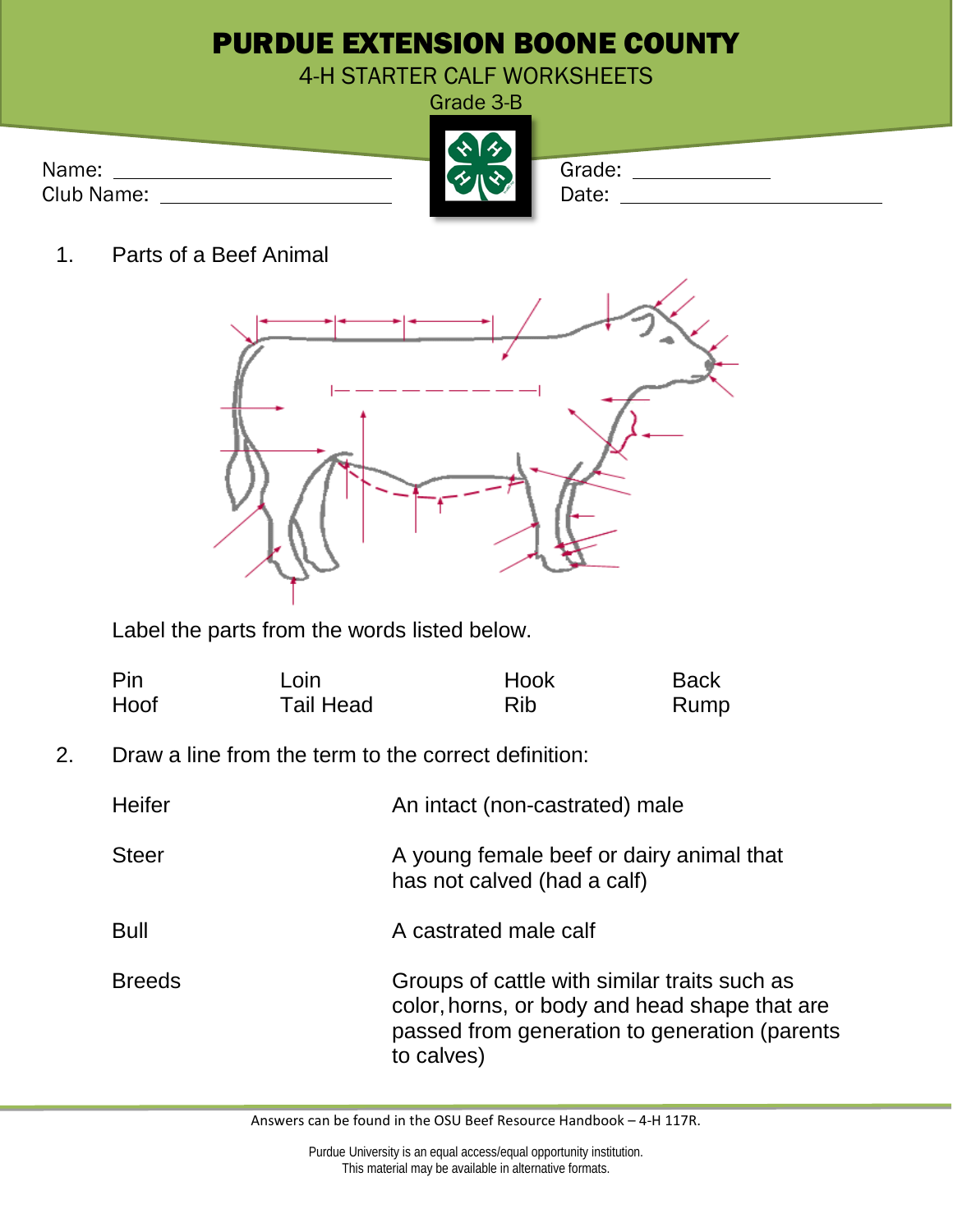# PURDUE EXTENSION BOONE COUNTY

## 4-H STARTER CALF WORKSHEETS

Grade 3-B

Name: ____________________________ Grade: ______________

Club Name: _________________________ Date: ____________________

1. Parts of a Beef Animal

Label the parts from the words listed below.

| | | | |
|---|---|---|---|
| Pin | Loin | Hook | Back |
| Hoof | Tail Head | Rib | Rump |

2. Draw a line from the term to the correct definition:

| | |
|---|---|
| Heifer | An intact (non-castrated) male |
| Steer | A young female beef or dairy animal that has not calved (had a calf) |
| Bull | A castrated male calf |
| Breeds | Groups of cattle with similar traits such as color, horns, or body and head shape that are passed from generation to generation (parents to calves) |

Answers can be found in the OSU Beef Resource Handbook – 4-H 117R.

Purdue University is an equal access/equal opportunity institution.
This material may be available in alternative formats.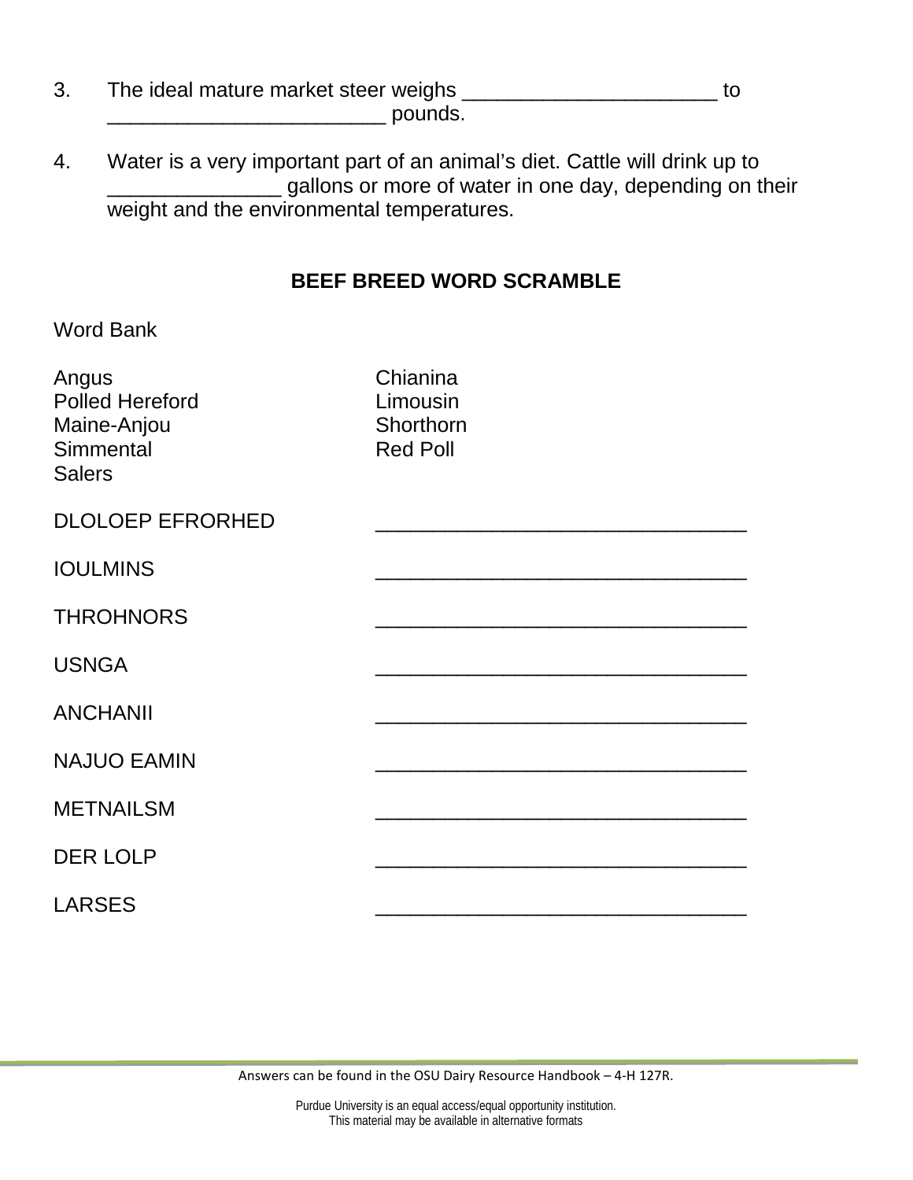3. The ideal mature market steer weighs ______________________ to ________________________ pounds.

4. Water is a very important part of an animal's diet. Cattle will drink up to _______________ gallons or more of water in one day, depending on their weight and the environmental temperatures.

## BEEF BREED WORD SCRAMBLE

Word Bank

| | |
|---|---|
| Angus | Chianina |
| Polled Hereford | Limousin |
| Maine-Anjou | Shorthorn |
| Simmental | Red Poll |
| Salers | |

| | |
|---|---|
| DLOLOEP EFRORHED | ________________________________ |
| IOULMINS | ________________________________ |
| THROHNORS | ________________________________ |
| USNGA | ________________________________ |
| ANCHANII | ________________________________ |
| NAJUO EAMIN | ________________________________ |
| METNAILSM | ________________________________ |
| DER LOLP | ________________________________ |
| LARSES | ________________________________ |

Answers can be found in the OSU Dairy Resource Handbook – 4-H 127R.

Purdue University is an equal access/equal opportunity institution.
This material may be available in alternative formats